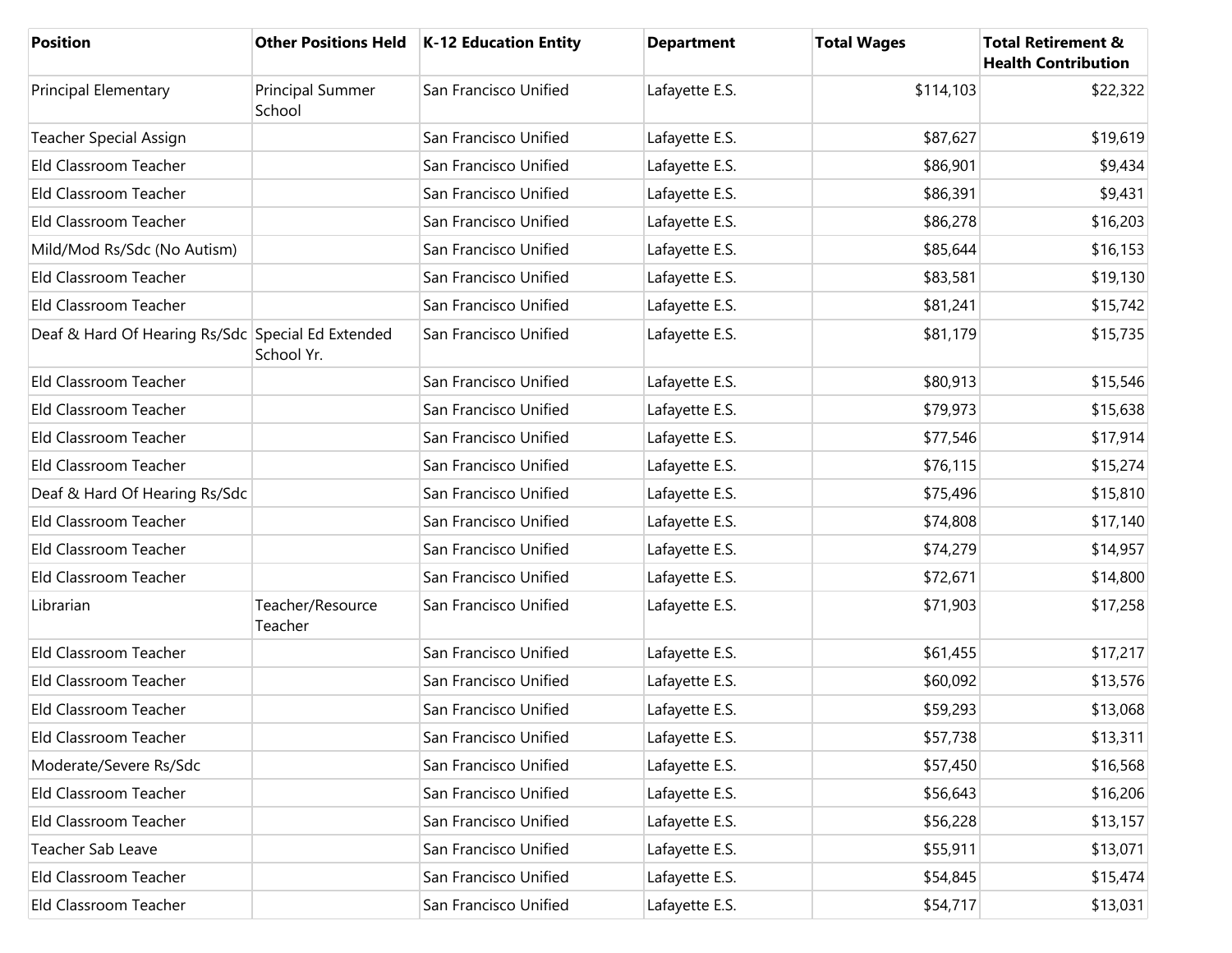| Position | Other Positions Held | K-12 Education Entity | Department | Total Wages | Total Retirement & Health Contribution |
|---|---|---|---|---|---|
| Principal Elementary | Principal Summer School | San Francisco Unified | Lafayette E.S. | $114,103 | $22,322 |
| Teacher Special Assign | | San Francisco Unified | Lafayette E.S. | $87,627 | $19,619 |
| Eld Classroom Teacher | | San Francisco Unified | Lafayette E.S. | $86,901 | $9,434 |
| Eld Classroom Teacher | | San Francisco Unified | Lafayette E.S. | $86,391 | $9,431 |
| Eld Classroom Teacher | | San Francisco Unified | Lafayette E.S. | $86,278 | $16,203 |
| Mild/Mod Rs/Sdc (No Autism) | | San Francisco Unified | Lafayette E.S. | $85,644 | $16,153 |
| Eld Classroom Teacher | | San Francisco Unified | Lafayette E.S. | $83,581 | $19,130 |
| Eld Classroom Teacher | | San Francisco Unified | Lafayette E.S. | $81,241 | $15,742 |
| Deaf & Hard Of Hearing Rs/Sdc | Special Ed Extended School Yr. | San Francisco Unified | Lafayette E.S. | $81,179 | $15,735 |
| Eld Classroom Teacher | | San Francisco Unified | Lafayette E.S. | $80,913 | $15,546 |
| Eld Classroom Teacher | | San Francisco Unified | Lafayette E.S. | $79,973 | $15,638 |
| Eld Classroom Teacher | | San Francisco Unified | Lafayette E.S. | $77,546 | $17,914 |
| Eld Classroom Teacher | | San Francisco Unified | Lafayette E.S. | $76,115 | $15,274 |
| Deaf & Hard Of Hearing Rs/Sdc | | San Francisco Unified | Lafayette E.S. | $75,496 | $15,810 |
| Eld Classroom Teacher | | San Francisco Unified | Lafayette E.S. | $74,808 | $17,140 |
| Eld Classroom Teacher | | San Francisco Unified | Lafayette E.S. | $74,279 | $14,957 |
| Eld Classroom Teacher | | San Francisco Unified | Lafayette E.S. | $72,671 | $14,800 |
| Librarian | Teacher/Resource Teacher | San Francisco Unified | Lafayette E.S. | $71,903 | $17,258 |
| Eld Classroom Teacher | | San Francisco Unified | Lafayette E.S. | $61,455 | $17,217 |
| Eld Classroom Teacher | | San Francisco Unified | Lafayette E.S. | $60,092 | $13,576 |
| Eld Classroom Teacher | | San Francisco Unified | Lafayette E.S. | $59,293 | $13,068 |
| Eld Classroom Teacher | | San Francisco Unified | Lafayette E.S. | $57,738 | $13,311 |
| Moderate/Severe Rs/Sdc | | San Francisco Unified | Lafayette E.S. | $57,450 | $16,568 |
| Eld Classroom Teacher | | San Francisco Unified | Lafayette E.S. | $56,643 | $16,206 |
| Eld Classroom Teacher | | San Francisco Unified | Lafayette E.S. | $56,228 | $13,157 |
| Teacher Sab Leave | | San Francisco Unified | Lafayette E.S. | $55,911 | $13,071 |
| Eld Classroom Teacher | | San Francisco Unified | Lafayette E.S. | $54,845 | $15,474 |
| Eld Classroom Teacher | | San Francisco Unified | Lafayette E.S. | $54,717 | $13,031 |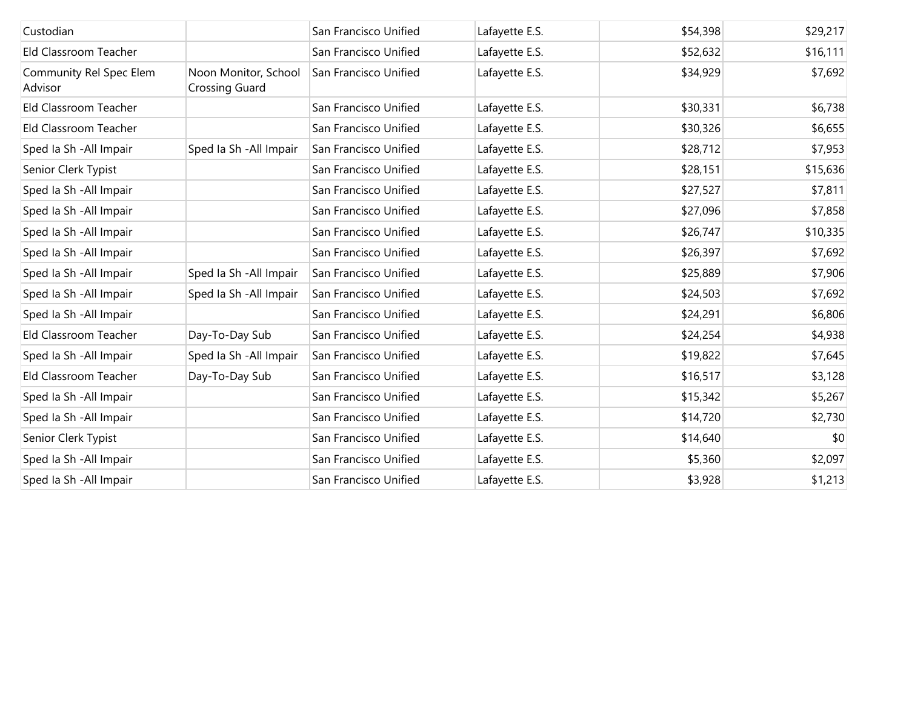| | | | | | |
|---|---|---|---|---|---|
| Custodian | | San Francisco Unified | Lafayette E.S. | $54,398 | $29,217 |
| Eld Classroom Teacher | | San Francisco Unified | Lafayette E.S. | $52,632 | $16,111 |
| Community Rel Spec Elem Advisor | Noon Monitor, School Crossing Guard | San Francisco Unified | Lafayette E.S. | $34,929 | $7,692 |
| Eld Classroom Teacher | | San Francisco Unified | Lafayette E.S. | $30,331 | $6,738 |
| Eld Classroom Teacher | | San Francisco Unified | Lafayette E.S. | $30,326 | $6,655 |
| Sped Ia Sh -All Impair | Sped Ia Sh -All Impair | San Francisco Unified | Lafayette E.S. | $28,712 | $7,953 |
| Senior Clerk Typist | | San Francisco Unified | Lafayette E.S. | $28,151 | $15,636 |
| Sped Ia Sh -All Impair | | San Francisco Unified | Lafayette E.S. | $27,527 | $7,811 |
| Sped Ia Sh -All Impair | | San Francisco Unified | Lafayette E.S. | $27,096 | $7,858 |
| Sped Ia Sh -All Impair | | San Francisco Unified | Lafayette E.S. | $26,747 | $10,335 |
| Sped Ia Sh -All Impair | | San Francisco Unified | Lafayette E.S. | $26,397 | $7,692 |
| Sped Ia Sh -All Impair | Sped Ia Sh -All Impair | San Francisco Unified | Lafayette E.S. | $25,889 | $7,906 |
| Sped Ia Sh -All Impair | Sped Ia Sh -All Impair | San Francisco Unified | Lafayette E.S. | $24,503 | $7,692 |
| Sped Ia Sh -All Impair | | San Francisco Unified | Lafayette E.S. | $24,291 | $6,806 |
| Eld Classroom Teacher | Day-To-Day Sub | San Francisco Unified | Lafayette E.S. | $24,254 | $4,938 |
| Sped Ia Sh -All Impair | Sped Ia Sh -All Impair | San Francisco Unified | Lafayette E.S. | $19,822 | $7,645 |
| Eld Classroom Teacher | Day-To-Day Sub | San Francisco Unified | Lafayette E.S. | $16,517 | $3,128 |
| Sped Ia Sh -All Impair | | San Francisco Unified | Lafayette E.S. | $15,342 | $5,267 |
| Sped Ia Sh -All Impair | | San Francisco Unified | Lafayette E.S. | $14,720 | $2,730 |
| Senior Clerk Typist | | San Francisco Unified | Lafayette E.S. | $14,640 | $0 |
| Sped Ia Sh -All Impair | | San Francisco Unified | Lafayette E.S. | $5,360 | $2,097 |
| Sped Ia Sh -All Impair | | San Francisco Unified | Lafayette E.S. | $3,928 | $1,213 |